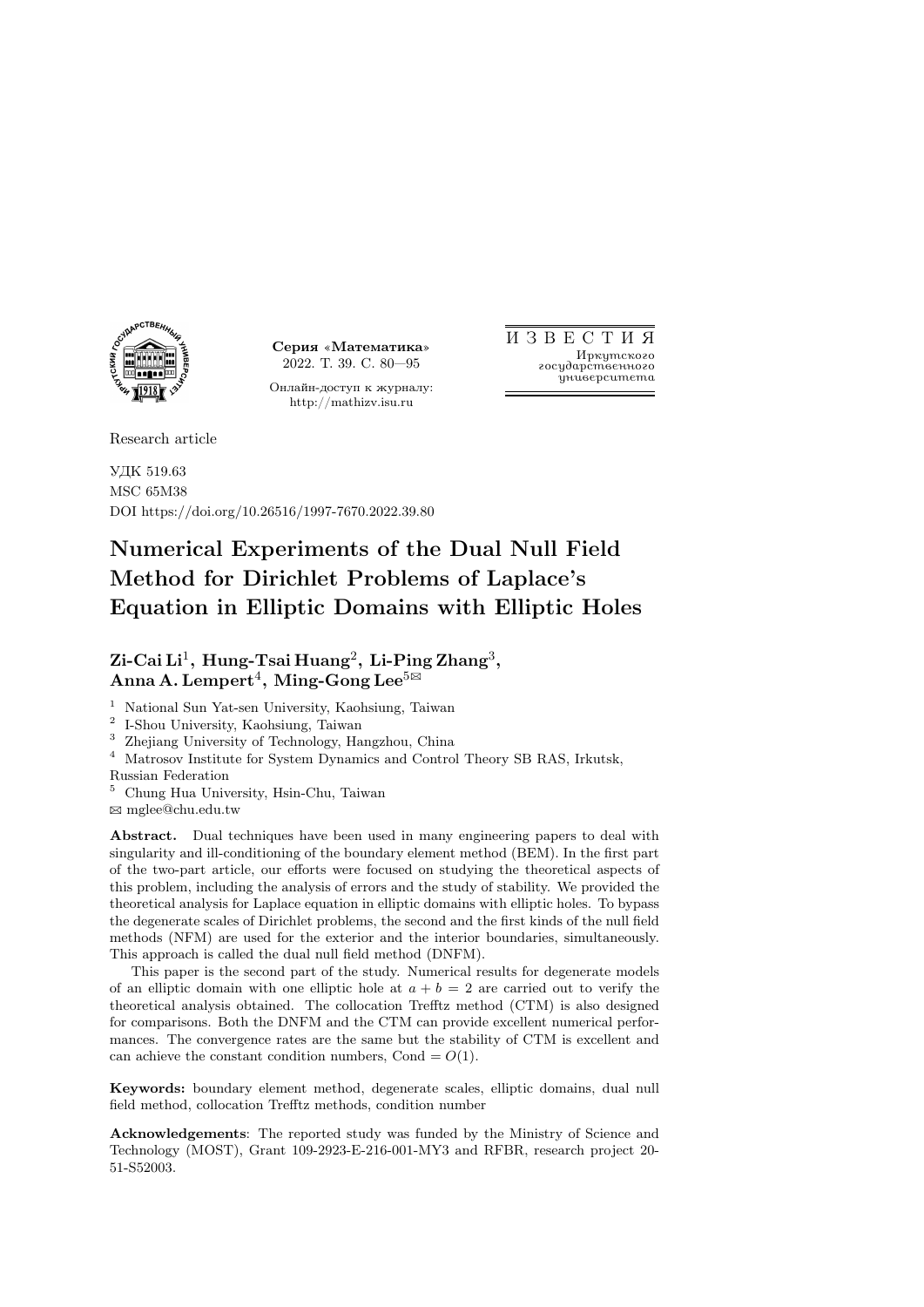Серия «Математика»
2022. Т. 39. С. 80—95

Онлайн-доступ к журналу:
http://mathizv.isu.ru

ИЗВЕСТИЯ
Иркутского
государственного
университета

Research article

УДК 519.63
MSC 65M38
DOI https://doi.org/10.26516/1997-7670.2022.39.80

# Numerical Experiments of the Dual Null Field Method for Dirichlet Problems of Laplace's Equation in Elliptic Domains with Elliptic Holes

**Zi-Cai Li**[1], **Hung-Tsai Huang**[2], **Li-Ping Zhang**[3], **Anna A. Lempert**[4], **Ming-Gong Lee**[5]✉

[1] National Sun Yat-sen University, Kaohsiung, Taiwan
[2] I-Shou University, Kaohsiung, Taiwan
[3] Zhejiang University of Technology, Hangzhou, China
[4] Matrosov Institute for System Dynamics and Control Theory SB RAS, Irkutsk, Russian Federation
[5] Chung Hua University, Hsin-Chu, Taiwan
✉ mglee@chu.edu.tw

**Abstract.** Dual techniques have been used in many engineering papers to deal with singularity and ill-conditioning of the boundary element method (BEM). In the first part of the two-part article, our efforts were focused on studying the theoretical aspects of this problem, including the analysis of errors and the study of stability. We provided the theoretical analysis for Laplace equation in elliptic domains with elliptic holes. To bypass the degenerate scales of Dirichlet problems, the second and the first kinds of the null field methods (NFM) are used for the exterior and the interior boundaries, simultaneously. This approach is called the dual null field method (DNFM).

This paper is the second part of the study. Numerical results for degenerate models of an elliptic domain with one elliptic hole at $a + b = 2$ are carried out to verify the theoretical analysis obtained. The collocation Trefftz method (CTM) is also designed for comparisons. Both the DNFM and the CTM can provide excellent numerical performances. The convergence rates are the same but the stability of CTM is excellent and can achieve the constant condition numbers, Cond $= O(1)$.

**Keywords:** boundary element method, degenerate scales, elliptic domains, dual null field method, collocation Trefftz methods, condition number

**Acknowledgements**: The reported study was funded by the Ministry of Science and Technology (MOST), Grant 109-2923-E-216-001-MY3 and RFBR, research project 20-51-S52003.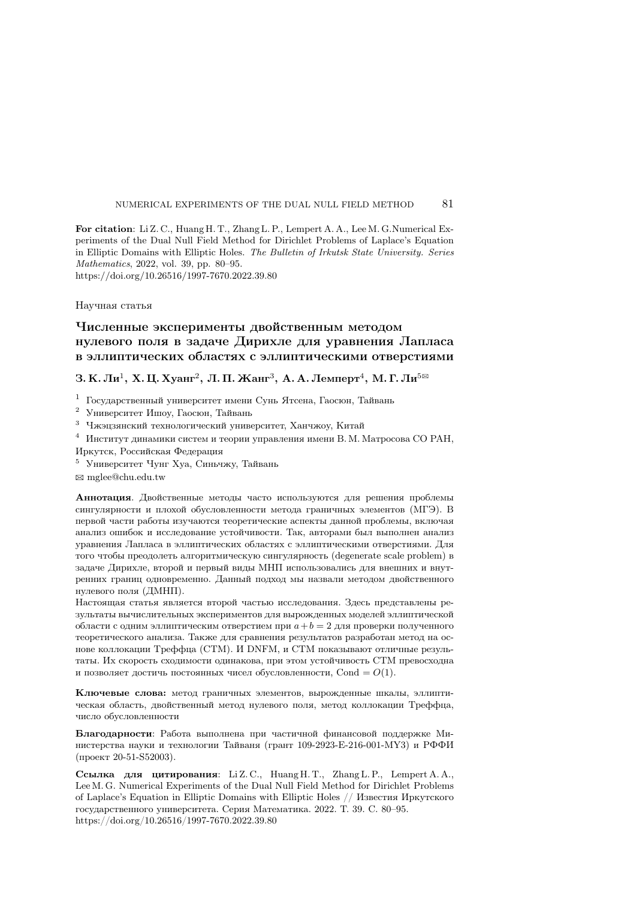**For citation**: Li Z. C., Huang H. T., Zhang L. P., Lempert A. A., Lee M. G.Numerical Experiments of the Dual Null Field Method for Dirichlet Problems of Laplace's Equation in Elliptic Domains with Elliptic Holes. *The Bulletin of Irkutsk State University. Series Mathematics*, 2022, vol. 39, pp. 80–95.
https://doi.org/10.26516/1997-7670.2022.39.80

Научная статья

## Численные эксперименты двойственным методом нулевого поля в задаче Дирихле для уравнения Лапласа в эллиптических областях с эллиптическими отверстиями

**З. К. Ли[1], Х. Ц. Хуанг[2], Л. П. Жанг[3], А. А. Лемперт[4], М. Г. Ли[5]✉**

[1] Государственный университет имени Сунь Ятсена, Гаосюн, Тайвань

[2] Университет Ишоу, Гаосюн, Тайвань

[3] Чжэцзянский технологический университет, Ханчжоу, Китай

[4] Институт динамики систем и теории управления имени В. М. Матросова СО РАН, Иркутск, Российская Федерация

[5] Университет Чунг Хуа, Синьчжу, Тайвань

✉ mglee@chu.edu.tw

**Аннотация**. Двойственные методы часто используются для решения проблемы сингулярности и плохой обусловленности метода граничных элементов (МГЭ). В первой части работы изучаются теоретические аспекты данной проблемы, включая анализ ошибок и исследование устойчивости. Так, авторами был выполнен анализ уравнения Лапласа в эллиптических областях с эллиптическими отверстиями. Для того чтобы преодолеть алгоритмическую сингулярность (degenerate scale problem) в задаче Дирихле, второй и первый виды МНП использовались для внешних и внутренних границ одновременно. Данный подход мы назвали методом двойственного нулевого поля (ДМНП).
Настоящая статья является второй частью исследования. Здесь представлены результаты вычислительных экспериментов для вырожденных моделей эллиптической области с одним эллиптическим отверстием при $a+b=2$ для проверки полученного теоретического анализа. Также для сравнения результатов разработан метод на основе коллокации Треффца (CTM). И DNFM, и CTM показывают отличные результаты. Их скорость сходимости одинакова, при этом устойчивость CTM превосходна и позволяет достичь постоянных чисел обусловленности, $\text{Cond} = O(1)$.

**Ключевые слова:** метод граничных элементов, вырожденные шкалы, эллиптическая область, двойственный метод нулевого поля, метод коллокации Треффца, число обусловленности

**Благодарности**: Работа выполнена при частичной финансовой поддержке Министерства науки и технологии Тайваня (грант 109-2923-E-216-001-MY3) и РФФИ (проект 20-51-S52003).

**Ссылка для цитирования**: Li Z. C., Huang H. T., Zhang L. P., Lempert A. A., Lee M. G. Numerical Experiments of the Dual Null Field Method for Dirichlet Problems of Laplace's Equation in Elliptic Domains with Elliptic Holes // Известия Иркутского государственного университета. Серия Математика. 2022. Т. 39. С. 80–95.
https://doi.org/10.26516/1997-7670.2022.39.80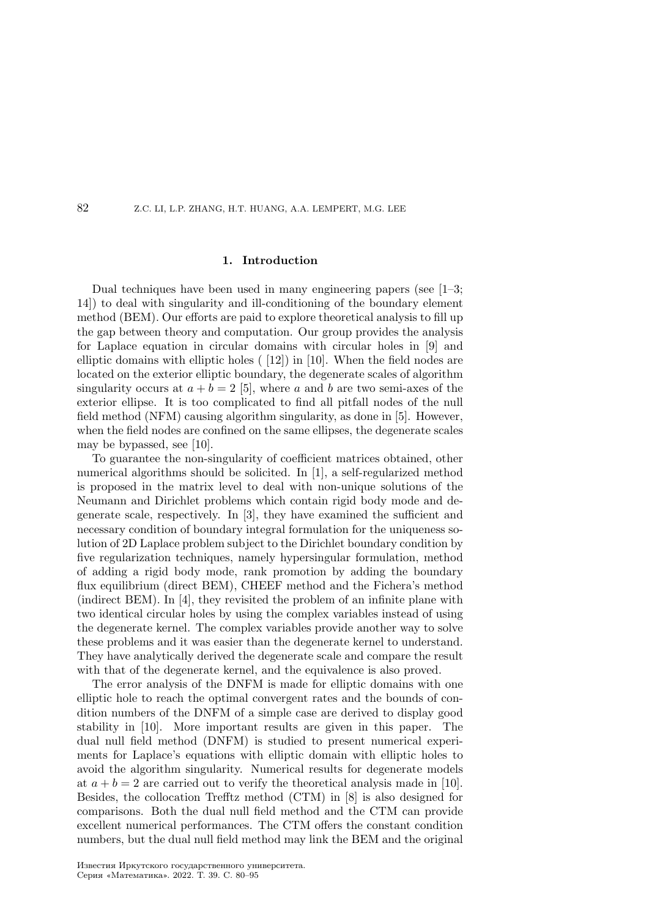## 1. Introduction

Dual techniques have been used in many engineering papers (see [1–3; 14]) to deal with singularity and ill-conditioning of the boundary element method (BEM). Our efforts are paid to explore theoretical analysis to fill up the gap between theory and computation. Our group provides the analysis for Laplace equation in circular domains with circular holes in [9] and elliptic domains with elliptic holes ( [12]) in [10]. When the field nodes are located on the exterior elliptic boundary, the degenerate scales of algorithm singularity occurs at $a + b = 2$ [5], where $a$ and $b$ are two semi-axes of the exterior ellipse. It is too complicated to find all pitfall nodes of the null field method (NFM) causing algorithm singularity, as done in [5]. However, when the field nodes are confined on the same ellipses, the degenerate scales may be bypassed, see [10].

To guarantee the non-singularity of coefficient matrices obtained, other numerical algorithms should be solicited. In [1], a self-regularized method is proposed in the matrix level to deal with non-unique solutions of the Neumann and Dirichlet problems which contain rigid body mode and degenerate scale, respectively. In [3], they have examined the sufficient and necessary condition of boundary integral formulation for the uniqueness solution of 2D Laplace problem subject to the Dirichlet boundary condition by five regularization techniques, namely hypersingular formulation, method of adding a rigid body mode, rank promotion by adding the boundary flux equilibrium (direct BEM), CHEEF method and the Fichera's method (indirect BEM). In [4], they revisited the problem of an infinite plane with two identical circular holes by using the complex variables instead of using the degenerate kernel. The complex variables provide another way to solve these problems and it was easier than the degenerate kernel to understand. They have analytically derived the degenerate scale and compare the result with that of the degenerate kernel, and the equivalence is also proved.

The error analysis of the DNFM is made for elliptic domains with one elliptic hole to reach the optimal convergent rates and the bounds of condition numbers of the DNFM of a simple case are derived to display good stability in [10]. More important results are given in this paper. The dual null field method (DNFM) is studied to present numerical experiments for Laplace's equations with elliptic domain with elliptic holes to avoid the algorithm singularity. Numerical results for degenerate models at $a + b = 2$ are carried out to verify the theoretical analysis made in [10]. Besides, the collocation Trefftz method (CTM) in [8] is also designed for comparisons. Both the dual null field method and the CTM can provide excellent numerical performances. The CTM offers the constant condition numbers, but the dual null field method may link the BEM and the original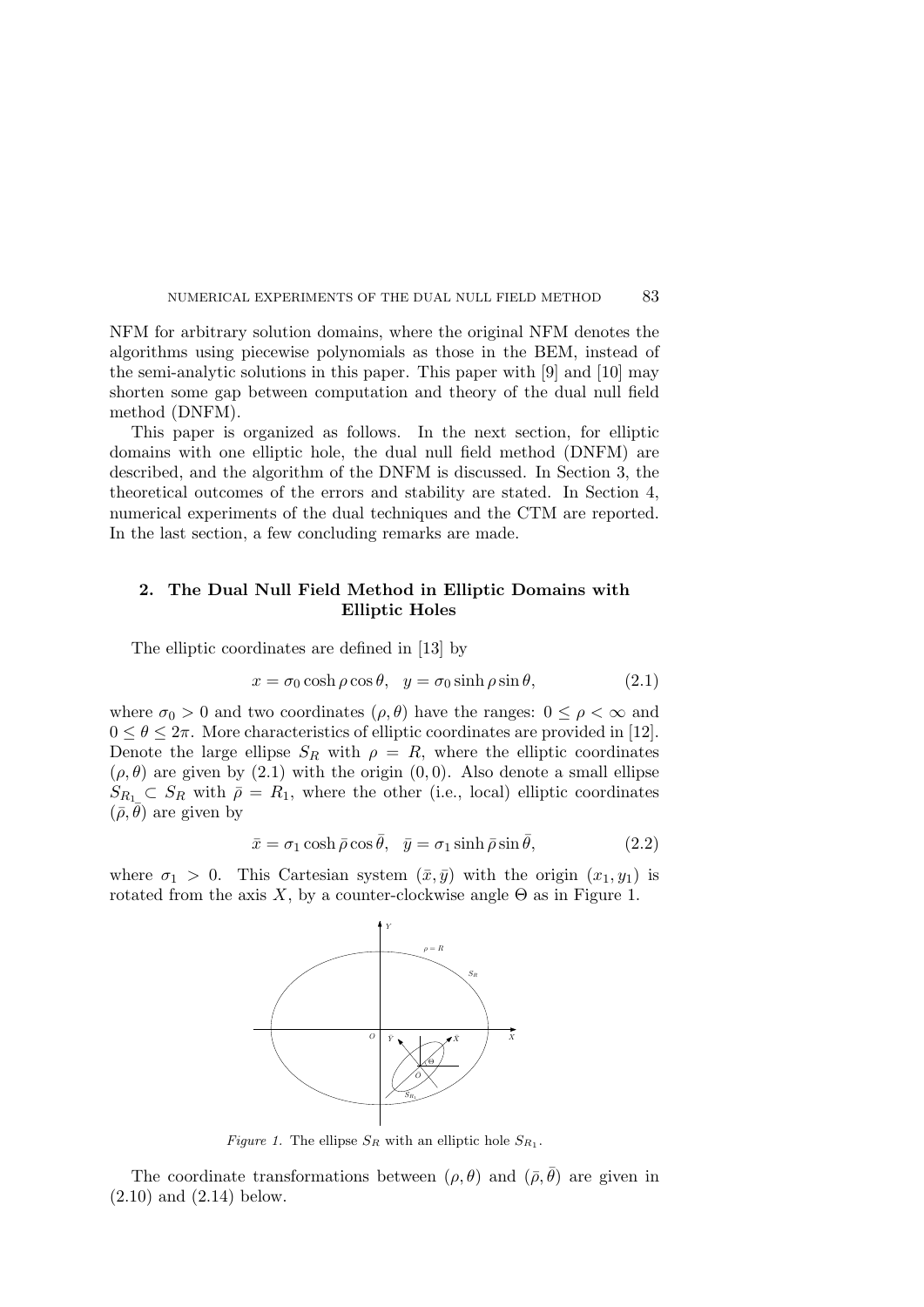NFM for arbitrary solution domains, where the original NFM denotes the algorithms using piecewise polynomials as those in the BEM, instead of the semi-analytic solutions in this paper. This paper with [9] and [10] may shorten some gap between computation and theory of the dual null field method (DNFM).

This paper is organized as follows. In the next section, for elliptic domains with one elliptic hole, the dual null field method (DNFM) are described, and the algorithm of the DNFM is discussed. In Section 3, the theoretical outcomes of the errors and stability are stated. In Section 4, numerical experiments of the dual techniques and the CTM are reported. In the last section, a few concluding remarks are made.

## 2. The Dual Null Field Method in Elliptic Domains with Elliptic Holes

The elliptic coordinates are defined in [13] by

$$x = \sigma_0 \cosh \rho \cos \theta, \quad y = \sigma_0 \sinh \rho \sin \theta, \tag{2.1}$$

where $\sigma_0 > 0$ and two coordinates $(\rho, \theta)$ have the ranges: $0 \le \rho < \infty$ and $0 \le \theta \le 2\pi$. More characteristics of elliptic coordinates are provided in [12]. Denote the large ellipse $S_R$ with $\rho = R$, where the elliptic coordinates $(\rho, \theta)$ are given by (2.1) with the origin $(0, 0)$. Also denote a small ellipse $S_{R_1} \subset S_R$ with $\bar{\rho} = R_1$, where the other (i.e., local) elliptic coordinates $(\bar{\rho}, \bar{\theta})$ are given by

$$\bar{x} = \sigma_1 \cosh \bar{\rho} \cos \bar{\theta}, \quad \bar{y} = \sigma_1 \sinh \bar{\rho} \sin \bar{\theta}, \tag{2.2}$$

where $\sigma_1 > 0$. This Cartesian system $(\bar{x}, \bar{y})$ with the origin $(x_1, y_1)$ is rotated from the axis $X$, by a counter-clockwise angle $\Theta$ as in Figure 1.

*Figure 1.* The ellipse $S_R$ with an elliptic hole $S_{R_1}$.

The coordinate transformations between $(\rho, \theta)$ and $(\bar{\rho}, \bar{\theta})$ are given in (2.10) and (2.14) below.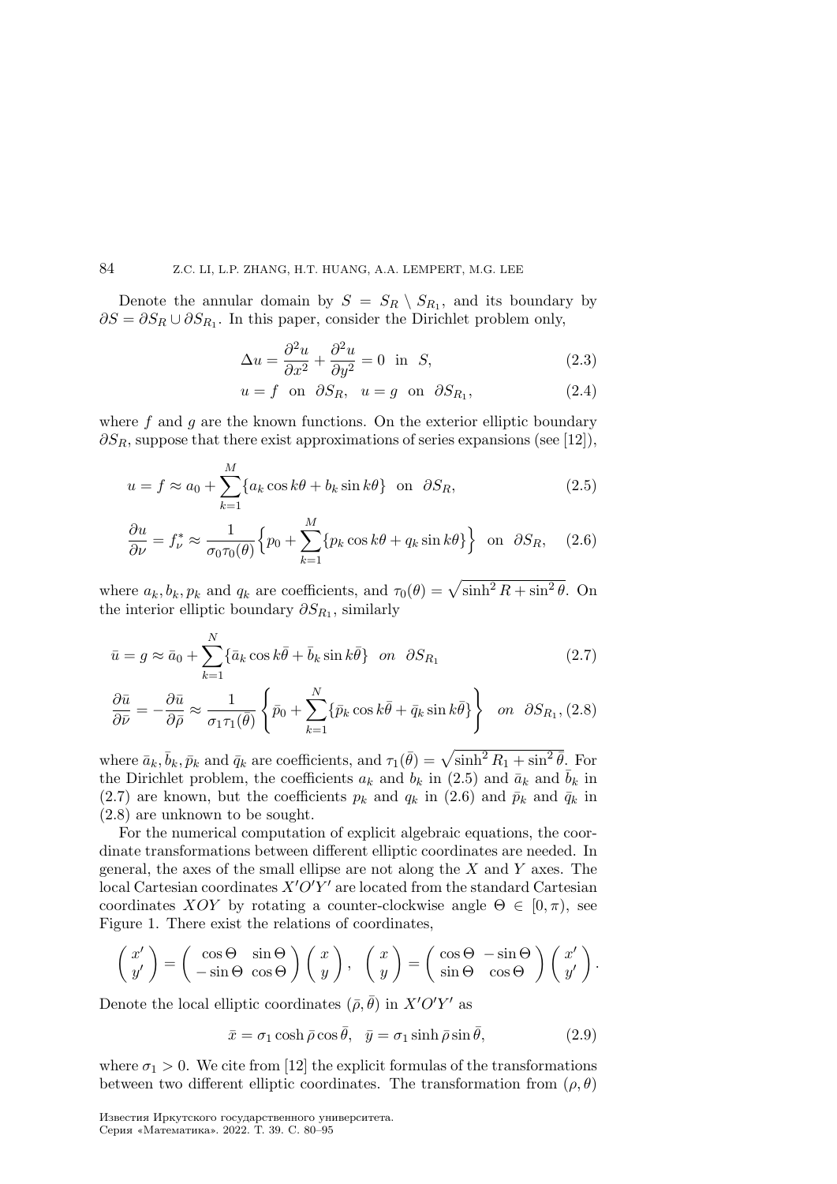Denote the annular domain by $S = S_R \setminus S_{R_1}$, and its boundary by $\partial S = \partial S_R \cup \partial S_{R_1}$. In this paper, consider the Dirichlet problem only,

$$\Delta u = \frac{\partial^2 u}{\partial x^2} + \frac{\partial^2 u}{\partial y^2} = 0 \quad \text{in} \quad S, \tag{2.3}$$

$$u = f \quad \text{on} \quad \partial S_R, \quad u = g \quad \text{on} \quad \partial S_{R_1}, \tag{2.4}$$

where $f$ and $g$ are the known functions. On the exterior elliptic boundary $\partial S_R$, suppose that there exist approximations of series expansions (see [12]),

$$u = f \approx a_0 + \sum_{k=1}^{M} \{a_k \cos k\theta + b_k \sin k\theta\} \quad \text{on} \quad \partial S_R, \tag{2.5}$$

$$\frac{\partial u}{\partial \nu} = f_\nu^* \approx \frac{1}{\sigma_0 \tau_0(\theta)} \Big\{ p_0 + \sum_{k=1}^{M} \{p_k \cos k\theta + q_k \sin k\theta\} \Big\} \quad \text{on} \quad \partial S_R, \tag{2.6}$$

where $a_k, b_k, p_k$ and $q_k$ are coefficients, and $\tau_0(\theta) = \sqrt{\sinh^2 R + \sin^2 \theta}$. On the interior elliptic boundary $\partial S_{R_1}$, similarly

$$\bar{u} = g \approx \bar{a}_0 + \sum_{k=1}^{N} \{\bar{a}_k \cos k\bar{\theta} + \bar{b}_k \sin k\bar{\theta}\} \quad \textit{on} \quad \partial S_{R_1} \tag{2.7}$$

$$\frac{\partial \bar{u}}{\partial \bar{\nu}} = -\frac{\partial \bar{u}}{\partial \bar{\rho}} \approx \frac{1}{\sigma_1 \tau_1(\bar{\theta})} \left\{ \bar{p}_0 + \sum_{k=1}^{N} \{\bar{p}_k \cos k\bar{\theta} + \bar{q}_k \sin k\bar{\theta}\} \right\} \quad \textit{on} \quad \partial S_{R_1}, \tag{2.8}$$

where $\bar{a}_k, \bar{b}_k, \bar{p}_k$ and $\bar{q}_k$ are coefficients, and $\tau_1(\bar{\theta}) = \sqrt{\sinh^2 R_1 + \sin^2 \bar{\theta}}$. For the Dirichlet problem, the coefficients $a_k$ and $b_k$ in (2.5) and $\bar{a}_k$ and $\bar{b}_k$ in (2.7) are known, but the coefficients $p_k$ and $q_k$ in (2.6) and $\bar{p}_k$ and $\bar{q}_k$ in (2.8) are unknown to be sought.

For the numerical computation of explicit algebraic equations, the coordinate transformations between different elliptic coordinates are needed. In general, the axes of the small ellipse are not along the $X$ and $Y$ axes. The local Cartesian coordinates $X'O'Y'$ are located from the standard Cartesian coordinates $XOY$ by rotating a counter-clockwise angle $\Theta \in [0, \pi)$, see Figure 1. There exist the relations of coordinates,

$$\begin{pmatrix} x' \\ y' \end{pmatrix} = \begin{pmatrix} \cos\Theta & \sin\Theta \\ -\sin\Theta & \cos\Theta \end{pmatrix} \begin{pmatrix} x \\ y \end{pmatrix}, \quad \begin{pmatrix} x \\ y \end{pmatrix} = \begin{pmatrix} \cos\Theta & -\sin\Theta \\ \sin\Theta & \cos\Theta \end{pmatrix} \begin{pmatrix} x' \\ y' \end{pmatrix}.$$

Denote the local elliptic coordinates $(\bar{\rho}, \bar{\theta})$ in $X'O'Y'$ as

$$\bar{x} = \sigma_1 \cosh \bar{\rho} \cos \bar{\theta}, \quad \bar{y} = \sigma_1 \sinh \bar{\rho} \sin \bar{\theta}, \tag{2.9}$$

where $\sigma_1 > 0$. We cite from [12] the explicit formulas of the transformations between two different elliptic coordinates. The transformation from $(\rho, \theta)$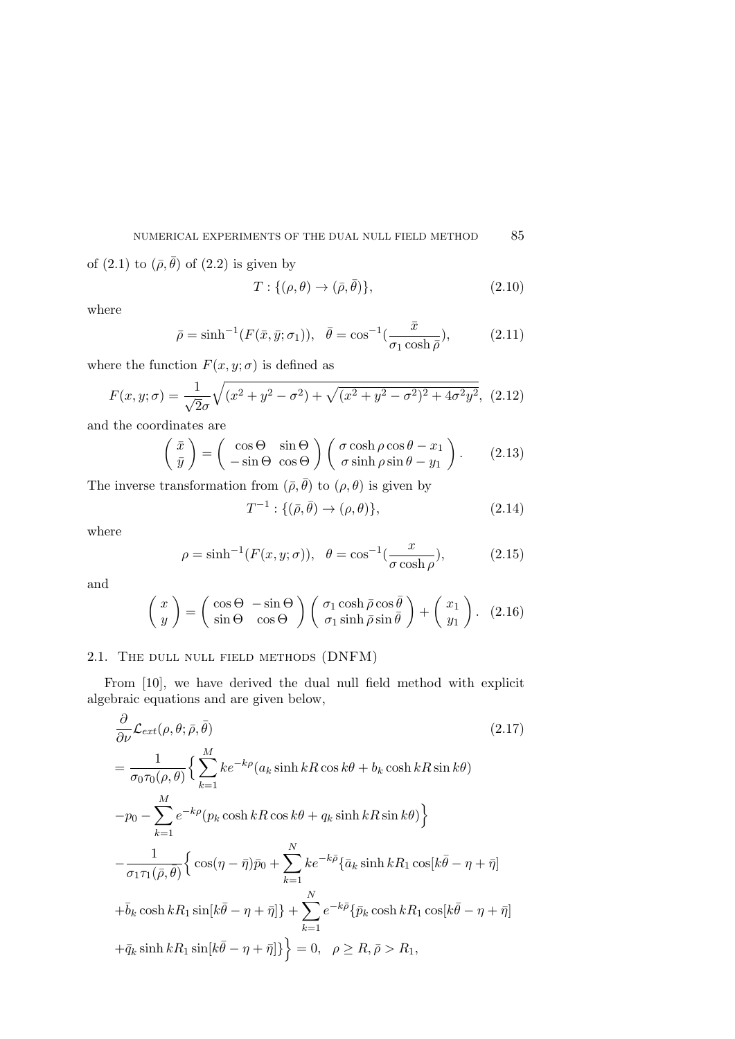of (2.1) to $(\bar{\rho}, \bar{\theta})$ of (2.2) is given by

$$T : \{(\rho, \theta) \to (\bar{\rho}, \bar{\theta})\}, \tag{2.10}$$

where

$$\bar{\rho} = \sinh^{-1}(F(\bar{x}, \bar{y}; \sigma_1)), \quad \bar{\theta} = \cos^{-1}(\frac{\bar{x}}{\sigma_1 \cosh \bar{\rho}}), \tag{2.11}$$

where the function $F(x, y; \sigma)$ is defined as

$$F(x, y; \sigma) = \frac{1}{\sqrt{2}\sigma} \sqrt{(x^2 + y^2 - \sigma^2) + \sqrt{(x^2 + y^2 - \sigma^2)^2 + 4\sigma^2 y^2}}, \tag{2.12}$$

and the coordinates are

$$\begin{pmatrix} \bar{x} \\ \bar{y} \end{pmatrix} = \begin{pmatrix} \cos \Theta & \sin \Theta \\ -\sin \Theta & \cos \Theta \end{pmatrix} \begin{pmatrix} \sigma \cosh \rho \cos \theta - x_1 \\ \sigma \sinh \rho \sin \theta - y_1 \end{pmatrix}. \tag{2.13}$$

The inverse transformation from $(\bar{\rho}, \bar{\theta})$ to $(\rho, \theta)$ is given by

$$T^{-1} : \{(\bar{\rho}, \bar{\theta}) \to (\rho, \theta)\}, \tag{2.14}$$

where

$$\rho = \sinh^{-1}(F(x, y; \sigma)), \quad \theta = \cos^{-1}(\frac{x}{\sigma \cosh \rho}), \tag{2.15}$$

and

$$\begin{pmatrix} x \\ y \end{pmatrix} = \begin{pmatrix} \cos \Theta & -\sin \Theta \\ \sin \Theta & \cos \Theta \end{pmatrix} \begin{pmatrix} \sigma_1 \cosh \bar{\rho} \cos \bar{\theta} \\ \sigma_1 \sinh \bar{\rho} \sin \bar{\theta} \end{pmatrix} + \begin{pmatrix} x_1 \\ y_1 \end{pmatrix}. \tag{2.16}$$

## 2.1. The dull null field methods (DNFM)

From [10], we have derived the dual null field method with explicit algebraic equations and are given below,

$$\begin{aligned}
&\frac{\partial}{\partial \nu} \mathcal{L}_{ext}(\rho, \theta; \bar{\rho}, \bar{\theta}) \qquad (2.17) \\
&= \frac{1}{\sigma_0 \tau_0(\rho, \theta)} \Big\{ \sum_{k=1}^{M} k e^{-k\rho} (a_k \sinh kR \cos k\theta + b_k \cosh kR \sin k\theta) \\
&- p_0 - \sum_{k=1}^{M} e^{-k\rho} (p_k \cosh kR \cos k\theta + q_k \sinh kR \sin k\theta) \Big\} \\
&- \frac{1}{\sigma_1 \tau_1(\bar{\rho}, \bar{\theta})} \Big\{ \cos(\eta - \bar{\eta}) \bar{p}_0 + \sum_{k=1}^{N} k e^{-k\bar{\rho}} \{ \bar{a}_k \sinh kR_1 \cos[k\bar{\theta} - \eta + \bar{\eta}] \\
&+ \bar{b}_k \cosh kR_1 \sin[k\bar{\theta} - \eta + \bar{\eta}] \} + \sum_{k=1}^{N} e^{-k\bar{\rho}} \{ \bar{p}_k \cosh kR_1 \cos[k\bar{\theta} - \eta + \bar{\eta}] \\
&+ \bar{q}_k \sinh kR_1 \sin[k\bar{\theta} - \eta + \bar{\eta}] \} \Big\} = 0, \quad \rho \geq R, \bar{\rho} > R_1,
\end{aligned}$$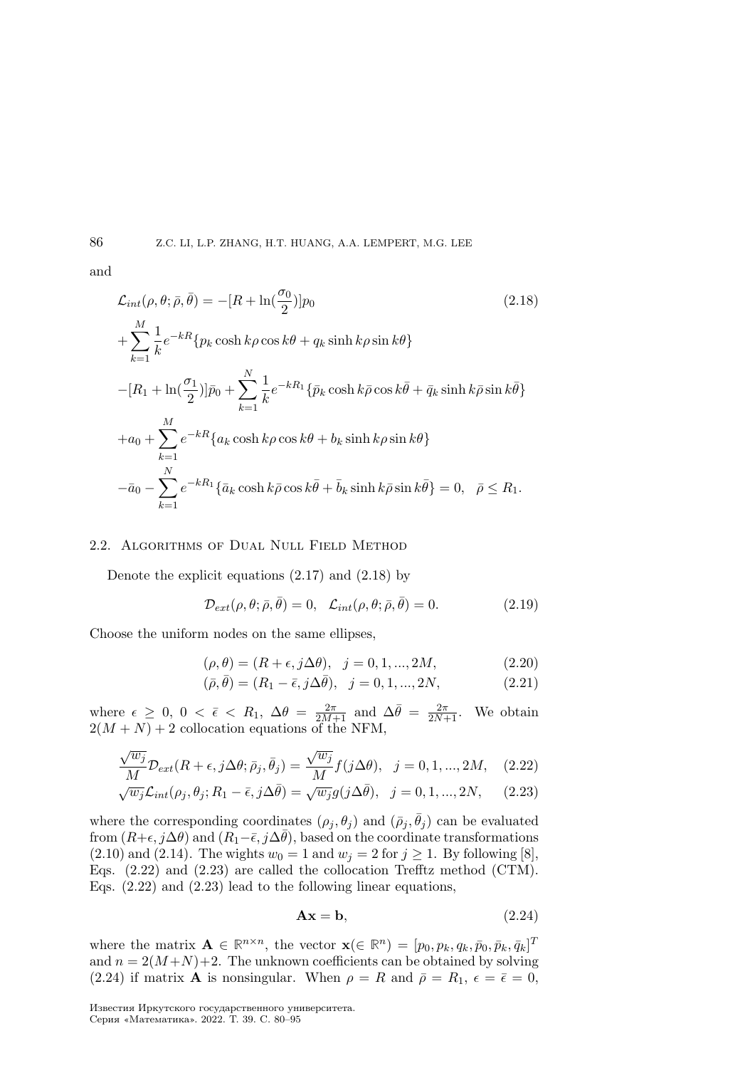and

$$
\begin{aligned}
&\mathcal{L}_{int}(\rho,\theta;\bar{\rho},\bar{\theta}) = -[R + \ln(\frac{\sigma_0}{2})]p_0 \qquad\qquad (2.18)\\
&+\sum_{k=1}^{M}\frac{1}{k}e^{-kR}\{p_k\cosh k\rho\cos k\theta + q_k\sinh k\rho\sin k\theta\}\\
&-[R_1+\ln(\frac{\sigma_1}{2})]\bar{p}_0 + \sum_{k=1}^{N}\frac{1}{k}e^{-kR_1}\{\bar{p}_k\cosh k\bar{\rho}\cos k\bar{\theta} + \bar{q}_k\sinh k\bar{\rho}\sin k\bar{\theta}\}\\
&+a_0+\sum_{k=1}^{M}e^{-kR}\{a_k\cosh k\rho\cos k\theta + b_k\sinh k\rho\sin k\theta\}\\
&-\bar{a}_0-\sum_{k=1}^{N}e^{-kR_1}\{\bar{a}_k\cosh k\bar{\rho}\cos k\bar{\theta}+\bar{b}_k\sinh k\bar{\rho}\sin k\bar{\theta}\}=0, \quad \bar{\rho}\le R_1.
\end{aligned}
$$

## 2.2. Algorithms of Dual Null Field Method

Denote the explicit equations (2.17) and (2.18) by

$$
\mathcal{D}_{ext}(\rho,\theta;\bar{\rho},\bar{\theta}) = 0, \quad \mathcal{L}_{int}(\rho,\theta;\bar{\rho},\bar{\theta}) = 0. \qquad (2.19)
$$

Choose the uniform nodes on the same ellipses,

$$
(\rho,\theta) = (R+\epsilon, j\Delta\theta), \quad j=0,1,...,2M, \qquad (2.20)
$$

$$
(\bar{\rho},\bar{\theta}) = (R_1-\bar{\epsilon}, j\Delta\bar{\theta}), \quad j=0,1,...,2N, \qquad (2.21)
$$

where $\epsilon \ge 0$, $0 < \bar{\epsilon} < R_1$, $\Delta\theta = \frac{2\pi}{2M+1}$ and $\Delta\bar{\theta} = \frac{2\pi}{2N+1}$. We obtain $2(M+N)+2$ collocation equations of the NFM,

$$
\frac{\sqrt{w_j}}{M}\mathcal{D}_{ext}(R+\epsilon, j\Delta\theta;\bar{\rho}_j,\bar{\theta}_j) = \frac{\sqrt{w_j}}{M}f(j\Delta\theta), \quad j=0,1,...,2M, \quad (2.22)
$$

$$
\sqrt{w_j}\mathcal{L}_{int}(\rho_j,\theta_j;R_1-\bar{\epsilon}, j\Delta\bar{\theta}) = \sqrt{w_j}g(j\Delta\bar{\theta}), \quad j=0,1,...,2N, \qquad (2.23)
$$

where the corresponding coordinates $(\rho_j,\theta_j)$ and $(\bar{\rho}_j,\bar{\theta}_j)$ can be evaluated from $(R+\epsilon, j\Delta\theta)$ and $(R_1-\bar{\epsilon}, j\Delta\bar{\theta})$, based on the coordinate transformations (2.10) and (2.14). The wights $w_0 = 1$ and $w_j = 2$ for $j \ge 1$. By following [8], Eqs. (2.22) and (2.23) are called the collocation Trefftz method (CTM). Eqs. (2.22) and (2.23) lead to the following linear equations,

$$
\mathbf{A}\mathbf{x} = \mathbf{b}, \qquad (2.24)
$$

where the matrix $\mathbf{A} \in \mathbb{R}^{n\times n}$, the vector $\mathbf{x}(\in \mathbb{R}^n) = [p_0, p_k, q_k, \bar{p}_0, \bar{p}_k, \bar{q}_k]^T$ and $n = 2(M+N)+2$. The unknown coefficients can be obtained by solving (2.24) if matrix $\mathbf{A}$ is nonsingular. When $\rho = R$ and $\bar{\rho} = R_1$, $\epsilon = \bar{\epsilon} = 0$,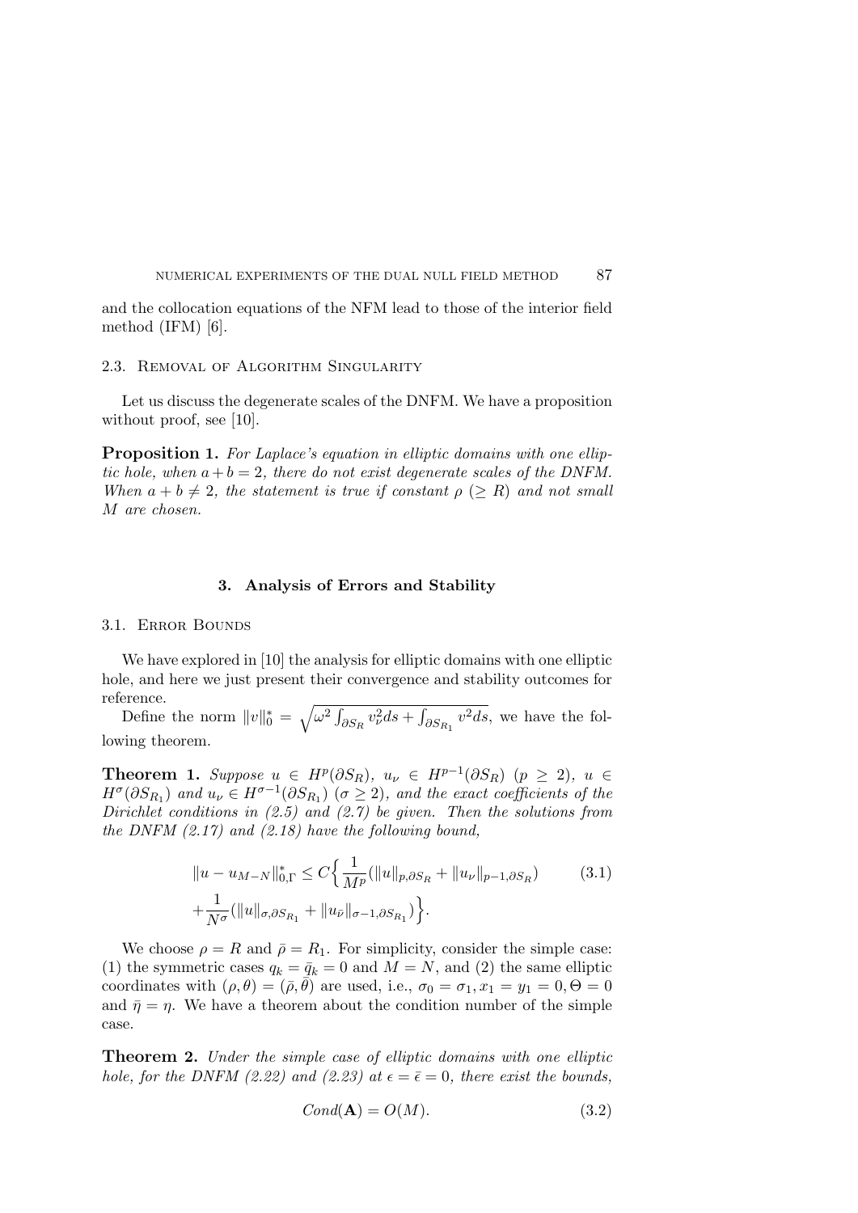and the collocation equations of the NFM lead to those of the interior field method (IFM) [6].

### 2.3. Removal of Algorithm Singularity

Let us discuss the degenerate scales of the DNFM. We have a proposition without proof, see [10].

**Proposition 1.** *For Laplace's equation in elliptic domains with one elliptic hole, when $a+b=2$, there do not exist degenerate scales of the DNFM. When $a+b \neq 2$, the statement is true if constant $\rho$ $(\geq R)$ and not small $M$ are chosen.*

## 3. Analysis of Errors and Stability

### 3.1. Error Bounds

We have explored in [10] the analysis for elliptic domains with one elliptic hole, and here we just present their convergence and stability outcomes for reference.

Define the norm $\|v\|_0^* = \sqrt{\omega^2 \int_{\partial S_R} v_\nu^2 ds + \int_{\partial S_{R_1}} v^2 ds}$, we have the following theorem.

**Theorem 1.** *Suppose $u \in H^p(\partial S_R)$, $u_\nu \in H^{p-1}(\partial S_R)$ $(p \geq 2)$, $u \in H^\sigma(\partial S_{R_1})$ and $u_\nu \in H^{\sigma-1}(\partial S_{R_1})$ $(\sigma \geq 2)$, and the exact coefficients of the Dirichlet conditions in (2.5) and (2.7) be given. Then the solutions from the DNFM (2.17) and (2.18) have the following bound,*

$$\|u - u_{M-N}\|_{0,\Gamma}^* \leq C\Big\{\frac{1}{M^p}(\|u\|_{p,\partial S_R} + \|u_\nu\|_{p-1,\partial S_R}) \\ + \frac{1}{N^\sigma}(\|u\|_{\sigma,\partial S_{R_1}} + \|u_{\bar{\nu}}\|_{\sigma-1,\partial S_{R_1}})\Big\}. \tag{3.1}$$

We choose $\rho = R$ and $\bar{\rho} = R_1$. For simplicity, consider the simple case: (1) the symmetric cases $q_k = \bar{q}_k = 0$ and $M = N$, and (2) the same elliptic coordinates with $(\rho, \theta) = (\bar{\rho}, \bar{\theta})$ are used, i.e., $\sigma_0 = \sigma_1, x_1 = y_1 = 0, \Theta = 0$ and $\bar{\eta} = \eta$. We have a theorem about the condition number of the simple case.

**Theorem 2.** *Under the simple case of elliptic domains with one elliptic hole, for the DNFM (2.22) and (2.23) at $\epsilon = \bar{\epsilon} = 0$, there exist the bounds,*

$$Cond(\mathbf{A}) = O(M). \tag{3.2}$$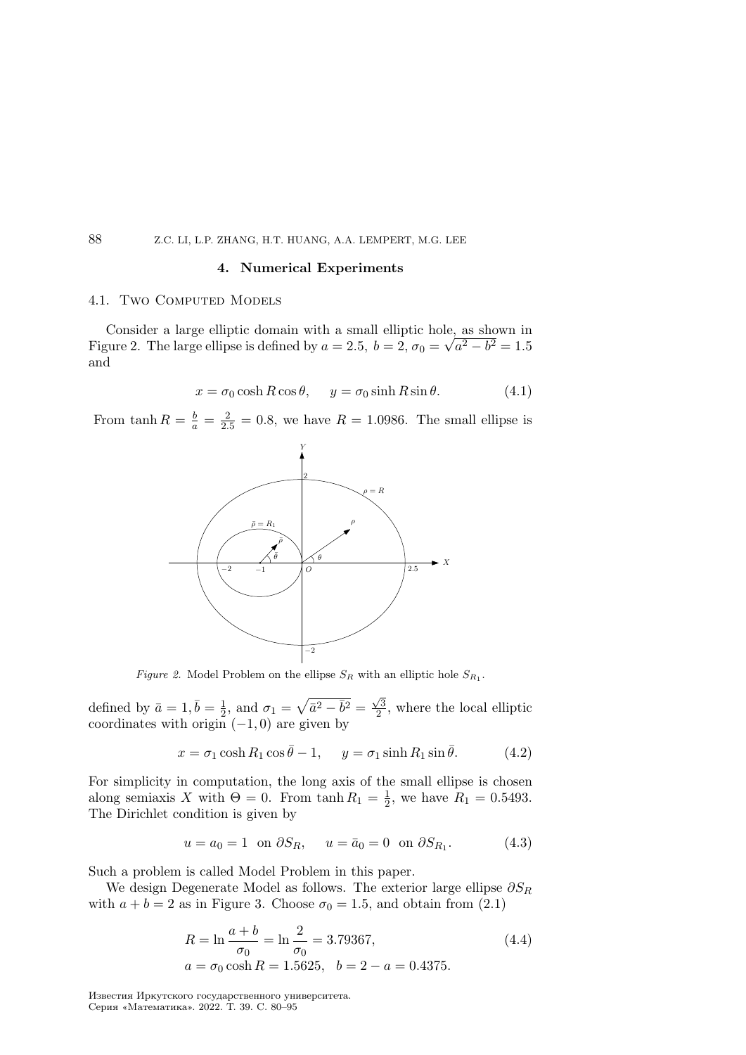## 4. Numerical Experiments

### 4.1. Two Computed Models

Consider a large elliptic domain with a small elliptic hole, as shown in Figure 2. The large ellipse is defined by $a = 2.5,\ b = 2,\ \sigma_0 = \sqrt{a^2 - b^2} = 1.5$ and

$$x = \sigma_0 \cosh R \cos\theta, \qquad y = \sigma_0 \sinh R \sin\theta. \tag{4.1}$$

From $\tanh R = \frac{b}{a} = \frac{2}{2.5} = 0.8$, we have $R = 1.0986$. The small ellipse is

*Figure 2.* Model Problem on the ellipse $S_R$ with an elliptic hole $S_{R_1}$.

defined by $\bar{a} = 1, \bar{b} = \frac{1}{2}$, and $\sigma_1 = \sqrt{\bar{a}^2 - \bar{b}^2} = \frac{\sqrt{3}}{2}$, where the local elliptic coordinates with origin $(-1, 0)$ are given by

$$x = \sigma_1 \cosh R_1 \cos\bar{\theta} - 1, \qquad y = \sigma_1 \sinh R_1 \sin\bar{\theta}. \tag{4.2}$$

For simplicity in computation, the long axis of the small ellipse is chosen along semiaxis $X$ with $\Theta = 0$. From $\tanh R_1 = \frac{1}{2}$, we have $R_1 = 0.5493$. The Dirichlet condition is given by

$$u = a_0 = 1 \ \text{ on } \partial S_R, \qquad u = \bar{a}_0 = 0 \ \text{ on } \partial S_{R_1}. \tag{4.3}$$

Such a problem is called Model Problem in this paper.

We design Degenerate Model as follows. The exterior large ellipse $\partial S_R$ with $a + b = 2$ as in Figure 3. Choose $\sigma_0 = 1.5$, and obtain from (2.1)

$$\begin{aligned} R &= \ln \frac{a+b}{\sigma_0} = \ln \frac{2}{\sigma_0} = 3.79367, \\ a &= \sigma_0 \cosh R = 1.5625, \quad b = 2 - a = 0.4375. \end{aligned} \tag{4.4}$$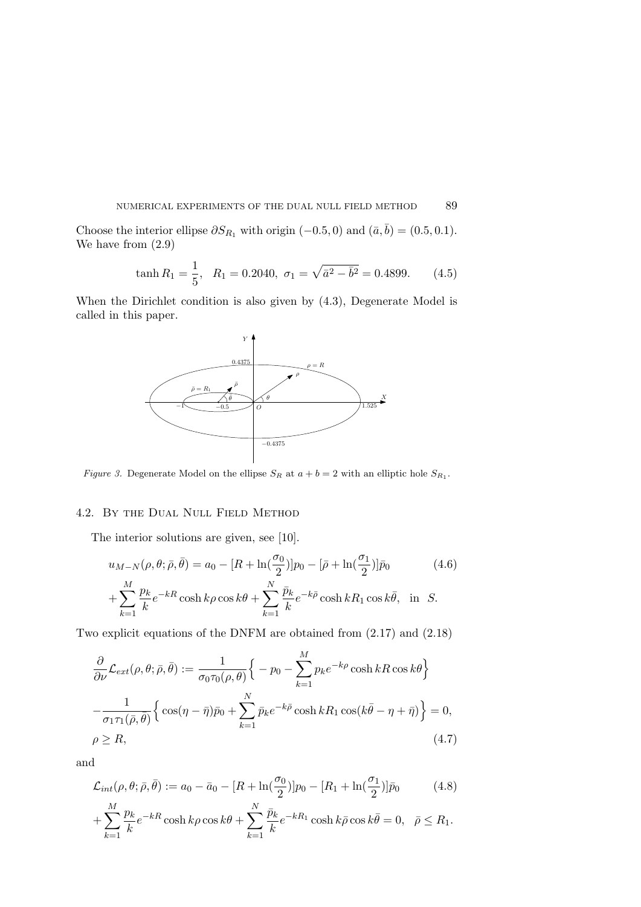Choose the interior ellipse $\partial S_{R_1}$ with origin $(-0.5, 0)$ and $(\bar{a}, \bar{b}) = (0.5, 0.1)$. We have from (2.9)

$$\tanh R_1 = \frac{1}{5}, \quad R_1 = 0.2040, \;\; \sigma_1 = \sqrt{\bar{a}^2 - \bar{b}^2} = 0.4899. \tag{4.5}$$

When the Dirichlet condition is also given by (4.3), Degenerate Model is called in this paper.

*Figure 3.* Degenerate Model on the ellipse $S_R$ at $a + b = 2$ with an elliptic hole $S_{R_1}$.

### 4.2. By the Dual Null Field Method

The interior solutions are given, see [10].

$$u_{M-N}(\rho, \theta; \bar{\rho}, \bar{\theta}) = a_0 - [R + \ln(\frac{\sigma_0}{2})]p_0 - [\bar{\rho} + \ln(\frac{\sigma_1}{2})]\bar{p}_0 \tag{4.6}$$
$$+ \sum_{k=1}^{M} \frac{p_k}{k} e^{-kR} \cosh k\rho \cos k\theta + \sum_{k=1}^{N} \frac{\bar{p}_k}{k} e^{-k\bar{\rho}} \cosh kR_1 \cos k\bar{\theta}, \quad \text{in } \; S.$$

Two explicit equations of the DNFM are obtained from (2.17) and (2.18)

$$\frac{\partial}{\partial \nu} \mathcal{L}_{ext}(\rho, \theta; \bar{\rho}, \bar{\theta}) := \frac{1}{\sigma_0 \tau_0(\rho, \theta)} \Big\{ -p_0 - \sum_{k=1}^{M} p_k e^{-k\rho} \cosh kR \cos k\theta \Big\}$$
$$- \frac{1}{\sigma_1 \tau_1(\bar{\rho}, \theta)} \Big\{ \cos(\eta - \bar{\eta})\bar{p}_0 + \sum_{k=1}^{N} \bar{p}_k e^{-k\bar{\rho}} \cosh kR_1 \cos(k\bar{\theta} - \eta + \bar{\eta}) \Big\} = 0,$$
$$\rho \geq R, \tag{4.7}$$

and

$$\mathcal{L}_{int}(\rho, \theta; \bar{\rho}, \bar{\theta}) := a_0 - \bar{a}_0 - [R + \ln(\frac{\sigma_0}{2})]p_0 - [R_1 + \ln(\frac{\sigma_1}{2})]\bar{p}_0 \tag{4.8}$$
$$+ \sum_{k=1}^{M} \frac{p_k}{k} e^{-kR} \cosh k\rho \cos k\theta + \sum_{k=1}^{N} \frac{\bar{p}_k}{k} e^{-kR_1} \cosh k\bar{\rho} \cos k\bar{\theta} = 0, \quad \bar{\rho} \leq R_1.$$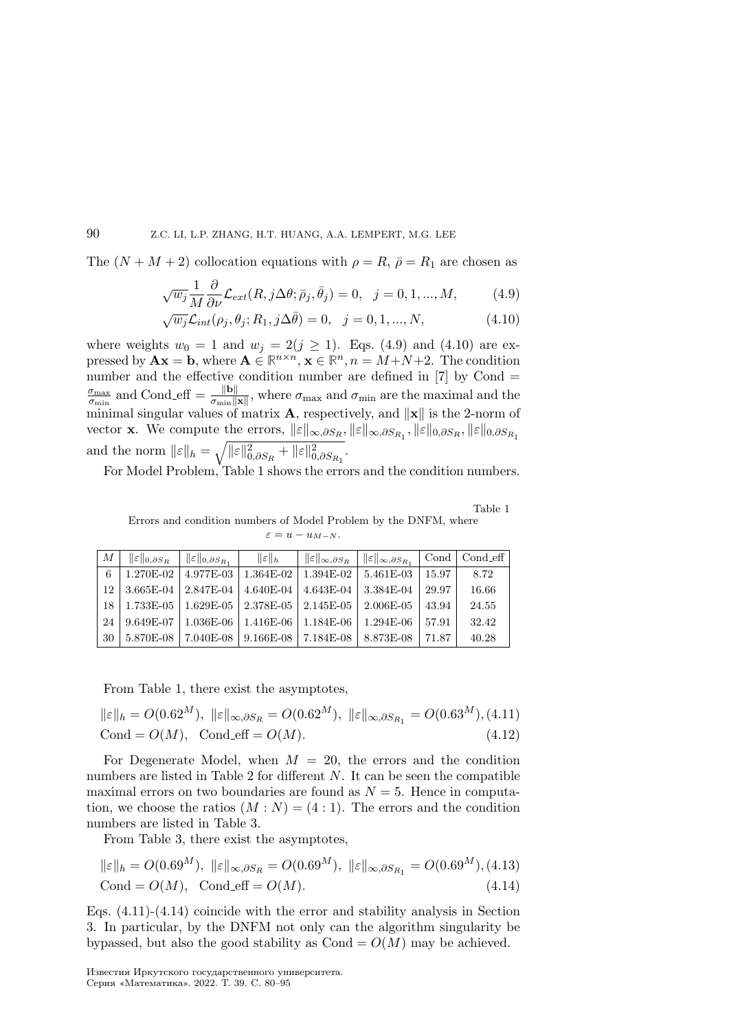The $(N+M+2)$ collocation equations with $\rho = R$, $\bar{\rho} = R_1$ are chosen as

$$\sqrt{w_j}\frac{1}{M}\frac{\partial}{\partial \nu}\mathcal{L}_{ext}(R, j\Delta\theta; \bar{\rho}_j, \bar{\theta}_j) = 0, \quad j = 0, 1, ..., M, \tag{4.9}$$

$$\sqrt{w_j}\mathcal{L}_{int}(\rho_j, \theta_j; R_1, j\Delta\bar{\theta}) = 0, \quad j = 0, 1, ..., N, \tag{4.10}$$

where weights $w_0 = 1$ and $w_j = 2 (j \geq 1)$. Eqs. (4.9) and (4.10) are expressed by $\mathbf{A}\mathbf{x} = \mathbf{b}$, where $\mathbf{A} \in \mathbb{R}^{n\times n}$, $\mathbf{x} \in \mathbb{R}^n$, $n = M+N+2$. The condition number and the effective condition number are defined in [7] by Cond $= \frac{\sigma_{\max}}{\sigma_{\min}}$ and Cond_eff $= \frac{\|\mathbf{b}\|}{\sigma_{\min}\|\mathbf{x}\|}$, where $\sigma_{\max}$ and $\sigma_{\min}$ are the maximal and the minimal singular values of matrix $\mathbf{A}$, respectively, and $\|\mathbf{x}\|$ is the 2-norm of vector $\mathbf{x}$. We compute the errors, $\|\varepsilon\|_{\infty,\partial S_R}, \|\varepsilon\|_{\infty,\partial S_{R_1}}, \|\varepsilon\|_{0,\partial S_R}, \|\varepsilon\|_{0,\partial S_{R_1}}$ and the norm $\|\varepsilon\|_h = \sqrt{\|\varepsilon\|^2_{0,\partial S_R} + \|\varepsilon\|^2_{0,\partial S_{R_1}}}$.

For Model Problem, Table 1 shows the errors and the condition numbers.

Table 1

Errors and condition numbers of Model Problem by the DNFM, where $\varepsilon = u - u_{M-N}$.

| $M$ | $\|\varepsilon\|_{0,\partial S_R}$ | $\|\varepsilon\|_{0,\partial S_{R_1}}$ | $\|\varepsilon\|_h$ | $\|\varepsilon\|_{\infty,\partial S_R}$ | $\|\varepsilon\|_{\infty,\partial S_{R_1}}$ | Cond | Cond_eff |
|---|---|---|---|---|---|---|---|
| 6 | 1.270E-02 | 4.977E-03 | 1.364E-02 | 1.394E-02 | 5.461E-03 | 15.97 | 8.72 |
| 12 | 3.665E-04 | 2.847E-04 | 4.640E-04 | 4.643E-04 | 3.384E-04 | 29.97 | 16.66 |
| 18 | 1.733E-05 | 1.629E-05 | 2.378E-05 | 2.145E-05 | 2.006E-05 | 43.94 | 24.55 |
| 24 | 9.649E-07 | 1.036E-06 | 1.416E-06 | 1.184E-06 | 1.294E-06 | 57.91 | 32.42 |
| 30 | 5.870E-08 | 7.040E-08 | 9.166E-08 | 7.184E-08 | 8.873E-08 | 71.87 | 40.28 |

From Table 1, there exist the asymptotes,

$$\|\varepsilon\|_h = O(0.62^M),\ \|\varepsilon\|_{\infty,\partial S_R} = O(0.62^M),\ \|\varepsilon\|_{\infty,\partial S_{R_1}} = O(0.63^M), \tag{4.11}$$

$$\text{Cond} = O(M), \quad \text{Cond\_eff} = O(M). \tag{4.12}$$

For Degenerate Model, when $M = 20$, the errors and the condition numbers are listed in Table 2 for different $N$. It can be seen the compatible maximal errors on two boundaries are found as $N = 5$. Hence in computation, we choose the ratios $(M : N) = (4 : 1)$. The errors and the condition numbers are listed in Table 3.

From Table 3, there exist the asymptotes,

$$\|\varepsilon\|_h = O(0.69^M),\ \|\varepsilon\|_{\infty,\partial S_R} = O(0.69^M),\ \|\varepsilon\|_{\infty,\partial S_{R_1}} = O(0.69^M), \tag{4.13}$$

$$\text{Cond} = O(M), \quad \text{Cond\_eff} = O(M). \tag{4.14}$$

Eqs. (4.11)-(4.14) coincide with the error and stability analysis in Section 3. In particular, by the DNFM not only can the algorithm singularity be bypassed, but also the good stability as Cond $= O(M)$ may be achieved.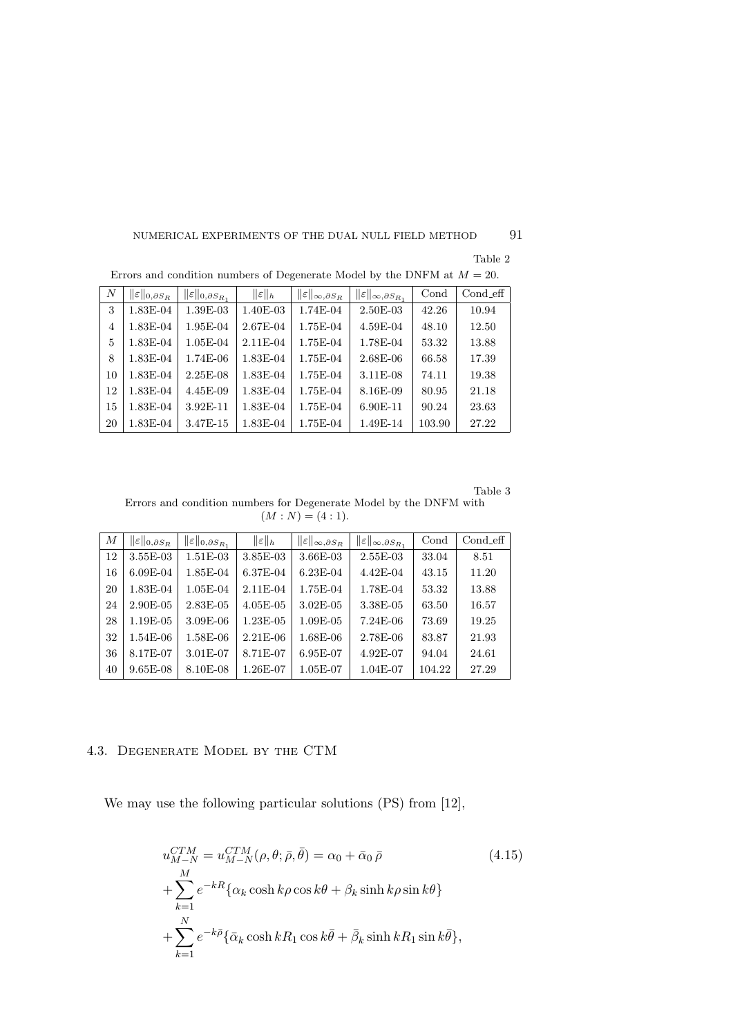Table 2

Errors and condition numbers of Degenerate Model by the DNFM at $M = 20$.

| $N$ | $\|\varepsilon\|_{0,\partial S_R}$ | $\|\varepsilon\|_{0,\partial S_{R_1}}$ | $\|\varepsilon\|_h$ | $\|\varepsilon\|_{\infty,\partial S_R}$ | $\|\varepsilon\|_{\infty,\partial S_{R_1}}$ | Cond | Cond_eff |
|---|---|---|---|---|---|---|---|
| 3 | 1.83E-04 | 1.39E-03 | 1.40E-03 | 1.74E-04 | 2.50E-03 | 42.26 | 10.94 |
| 4 | 1.83E-04 | 1.95E-04 | 2.67E-04 | 1.75E-04 | 4.59E-04 | 48.10 | 12.50 |
| 5 | 1.83E-04 | 1.05E-04 | 2.11E-04 | 1.75E-04 | 1.78E-04 | 53.32 | 13.88 |
| 8 | 1.83E-04 | 1.74E-06 | 1.83E-04 | 1.75E-04 | 2.68E-06 | 66.58 | 17.39 |
| 10 | 1.83E-04 | 2.25E-08 | 1.83E-04 | 1.75E-04 | 3.11E-08 | 74.11 | 19.38 |
| 12 | 1.83E-04 | 4.45E-09 | 1.83E-04 | 1.75E-04 | 8.16E-09 | 80.95 | 21.18 |
| 15 | 1.83E-04 | 3.92E-11 | 1.83E-04 | 1.75E-04 | 6.90E-11 | 90.24 | 23.63 |
| 20 | 1.83E-04 | 3.47E-15 | 1.83E-04 | 1.75E-04 | 1.49E-14 | 103.90 | 27.22 |

Table 3

Errors and condition numbers for Degenerate Model by the DNFM with $(M : N) = (4 : 1)$.

| $M$ | $\|\varepsilon\|_{0,\partial S_R}$ | $\|\varepsilon\|_{0,\partial S_{R_1}}$ | $\|\varepsilon\|_h$ | $\|\varepsilon\|_{\infty,\partial S_R}$ | $\|\varepsilon\|_{\infty,\partial S_{R_1}}$ | Cond | Cond_eff |
|---|---|---|---|---|---|---|---|
| 12 | 3.55E-03 | 1.51E-03 | 3.85E-03 | 3.66E-03 | 2.55E-03 | 33.04 | 8.51 |
| 16 | 6.09E-04 | 1.85E-04 | 6.37E-04 | 6.23E-04 | 4.42E-04 | 43.15 | 11.20 |
| 20 | 1.83E-04 | 1.05E-04 | 2.11E-04 | 1.75E-04 | 1.78E-04 | 53.32 | 13.88 |
| 24 | 2.90E-05 | 2.83E-05 | 4.05E-05 | 3.02E-05 | 3.38E-05 | 63.50 | 16.57 |
| 28 | 1.19E-05 | 3.09E-06 | 1.23E-05 | 1.09E-05 | 7.24E-06 | 73.69 | 19.25 |
| 32 | 1.54E-06 | 1.58E-06 | 2.21E-06 | 1.68E-06 | 2.78E-06 | 83.87 | 21.93 |
| 36 | 8.17E-07 | 3.01E-07 | 8.71E-07 | 6.95E-07 | 4.92E-07 | 94.04 | 24.61 |
| 40 | 9.65E-08 | 8.10E-08 | 1.26E-07 | 1.05E-07 | 1.04E-07 | 104.22 | 27.29 |

### 4.3. Degenerate Model by the CTM

We may use the following particular solutions (PS) from [12],

$$
\begin{aligned}
u_{M-N}^{CTM} = u_{M-N}^{CTM}(\rho,\theta;\bar{\rho},\bar{\theta}) &= \alpha_0 + \bar{\alpha}_0\,\bar{\rho} \\
&+ \sum_{k=1}^{M} e^{-kR}\{\alpha_k \cosh k\rho \cos k\theta + \beta_k \sinh k\rho \sin k\theta\} \\
&+ \sum_{k=1}^{N} e^{-k\bar{\rho}}\{\bar{\alpha}_k \cosh kR_1 \cos k\bar{\theta} + \bar{\beta}_k \sinh kR_1 \sin k\bar{\theta}\},
\end{aligned} \tag{4.15}
$$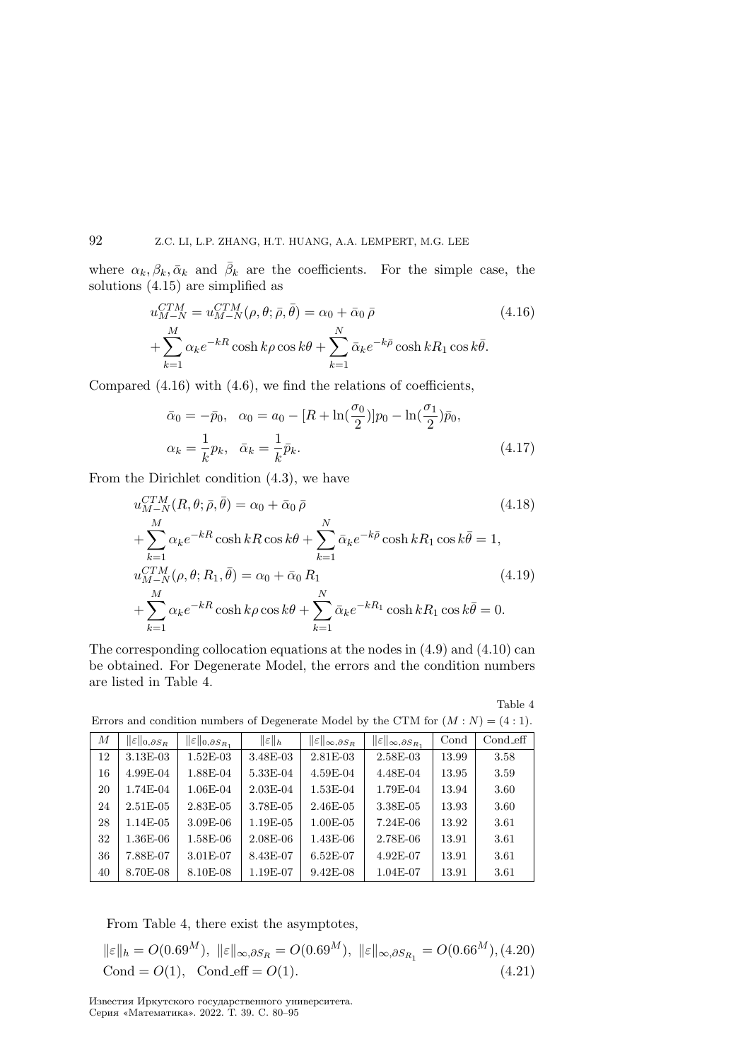where $\alpha_k, \beta_k, \bar{\alpha}_k$ and $\bar{\beta}_k$ are the coefficients. For the simple case, the solutions (4.15) are simplified as

$$u_{M-N}^{CTM} = u_{M-N}^{CTM}(\rho, \theta; \bar{\rho}, \bar{\theta}) = \alpha_0 + \bar{\alpha}_0 \, \bar{\rho} \tag{4.16}$$

$$+ \sum_{k=1}^{M} \alpha_k e^{-kR} \cosh k\rho \cos k\theta + \sum_{k=1}^{N} \bar{\alpha}_k e^{-k\bar{\rho}} \cosh kR_1 \cos k\bar{\theta}.$$

Compared (4.16) with (4.6), we find the relations of coefficients,

$$\bar{\alpha}_0 = -\bar{p}_0, \quad \alpha_0 = a_0 - [R + \ln(\frac{\sigma_0}{2})]p_0 - \ln(\frac{\sigma_1}{2})\bar{p}_0,$$

$$\alpha_k = \frac{1}{k} p_k, \quad \bar{\alpha}_k = \frac{1}{k} \bar{p}_k. \tag{4.17}$$

From the Dirichlet condition (4.3), we have

$$u_{M-N}^{CTM}(R, \theta; \bar{\rho}, \bar{\theta}) = \alpha_0 + \bar{\alpha}_0 \, \bar{\rho} \tag{4.18}$$

$$+ \sum_{k=1}^{M} \alpha_k e^{-kR} \cosh kR \cos k\theta + \sum_{k=1}^{N} \bar{\alpha}_k e^{-k\bar{\rho}} \cosh kR_1 \cos k\bar{\theta} = 1,$$

$$u_{M-N}^{CTM}(\rho, \theta; R_1, \bar{\theta}) = \alpha_0 + \bar{\alpha}_0 \, R_1 \tag{4.19}$$

$$+ \sum_{k=1}^{M} \alpha_k e^{-kR} \cosh k\rho \cos k\theta + \sum_{k=1}^{N} \bar{\alpha}_k e^{-kR_1} \cosh kR_1 \cos k\bar{\theta} = 0.$$

The corresponding collocation equations at the nodes in (4.9) and (4.10) can be obtained. For Degenerate Model, the errors and the condition numbers are listed in Table 4.

Table 4

Errors and condition numbers of Degenerate Model by the CTM for $(M : N) = (4 : 1)$.

| $M$ | $\|\varepsilon\|_{0,\partial S_R}$ | $\|\varepsilon\|_{0,\partial S_{R_1}}$ | $\|\varepsilon\|_h$ | $\|\varepsilon\|_{\infty,\partial S_R}$ | $\|\varepsilon\|_{\infty,\partial S_{R_1}}$ | Cond | Cond_eff |
|---|---|---|---|---|---|---|---|
| 12 | 3.13E-03 | 1.52E-03 | 3.48E-03 | 2.81E-03 | 2.58E-03 | 13.99 | 3.58 |
| 16 | 4.99E-04 | 1.88E-04 | 5.33E-04 | 4.59E-04 | 4.48E-04 | 13.95 | 3.59 |
| 20 | 1.74E-04 | 1.06E-04 | 2.03E-04 | 1.53E-04 | 1.79E-04 | 13.94 | 3.60 |
| 24 | 2.51E-05 | 2.83E-05 | 3.78E-05 | 2.46E-05 | 3.38E-05 | 13.93 | 3.60 |
| 28 | 1.14E-05 | 3.09E-06 | 1.19E-05 | 1.00E-05 | 7.24E-06 | 13.92 | 3.61 |
| 32 | 1.36E-06 | 1.58E-06 | 2.08E-06 | 1.43E-06 | 2.78E-06 | 13.91 | 3.61 |
| 36 | 7.88E-07 | 3.01E-07 | 8.43E-07 | 6.52E-07 | 4.92E-07 | 13.91 | 3.61 |
| 40 | 8.70E-08 | 8.10E-08 | 1.19E-07 | 9.42E-08 | 1.04E-07 | 13.91 | 3.61 |

From Table 4, there exist the asymptotes,

$$\|\varepsilon\|_h = O(0.69^M), \; \|\varepsilon\|_{\infty,\partial S_R} = O(0.69^M), \; \|\varepsilon\|_{\infty,\partial S_{R_1}} = O(0.66^M), \tag{4.20}$$

$$\text{Cond} = O(1), \quad \text{Cond\_eff} = O(1). \tag{4.21}$$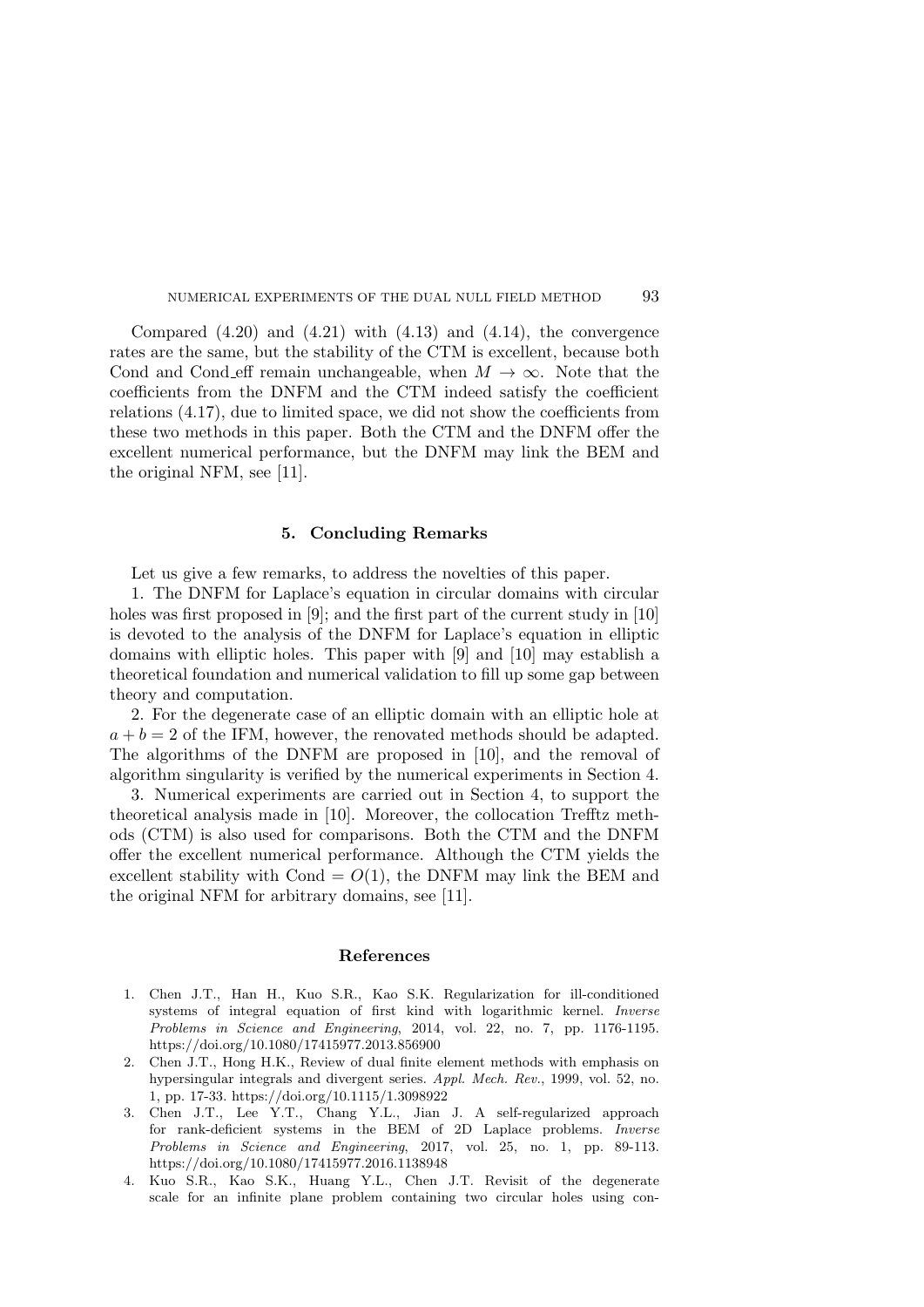Compared (4.20) and (4.21) with (4.13) and (4.14), the convergence rates are the same, but the stability of the CTM is excellent, because both Cond and Cond_eff remain unchangeable, when $M \to \infty$. Note that the coefficients from the DNFM and the CTM indeed satisfy the coefficient relations (4.17), due to limited space, we did not show the coefficients from these two methods in this paper. Both the CTM and the DNFM offer the excellent numerical performance, but the DNFM may link the BEM and the original NFM, see [11].

## 5. Concluding Remarks

Let us give a few remarks, to address the novelties of this paper.

1. The DNFM for Laplace's equation in circular domains with circular holes was first proposed in [9]; and the first part of the current study in [10] is devoted to the analysis of the DNFM for Laplace's equation in elliptic domains with elliptic holes. This paper with [9] and [10] may establish a theoretical foundation and numerical validation to fill up some gap between theory and computation.

2. For the degenerate case of an elliptic domain with an elliptic hole at $a + b = 2$ of the IFM, however, the renovated methods should be adapted. The algorithms of the DNFM are proposed in [10], and the removal of algorithm singularity is verified by the numerical experiments in Section 4.

3. Numerical experiments are carried out in Section 4, to support the theoretical analysis made in [10]. Moreover, the collocation Trefftz methods (CTM) is also used for comparisons. Both the CTM and the DNFM offer the excellent numerical performance. Although the CTM yields the excellent stability with Cond $= O(1)$, the DNFM may link the BEM and the original NFM for arbitrary domains, see [11].

## References

1. Chen J.T., Han H., Kuo S.R., Kao S.K. Regularization for ill-conditioned systems of integral equation of first kind with logarithmic kernel. *Inverse Problems in Science and Engineering*, 2014, vol. 22, no. 7, pp. 1176-1195. https://doi.org/10.1080/17415977.2013.856900
2. Chen J.T., Hong H.K., Review of dual finite element methods with emphasis on hypersingular integrals and divergent series. *Appl. Mech. Rev.*, 1999, vol. 52, no. 1, pp. 17-33. https://doi.org/10.1115/1.3098922
3. Chen J.T., Lee Y.T., Chang Y.L., Jian J. A self-regularized approach for rank-deficient systems in the BEM of 2D Laplace problems. *Inverse Problems in Science and Engineering*, 2017, vol. 25, no. 1, pp. 89-113. https://doi.org/10.1080/17415977.2016.1138948
4. Kuo S.R., Kao S.K., Huang Y.L., Chen J.T. Revisit of the degenerate scale for an infinite plane problem containing two circular holes using con-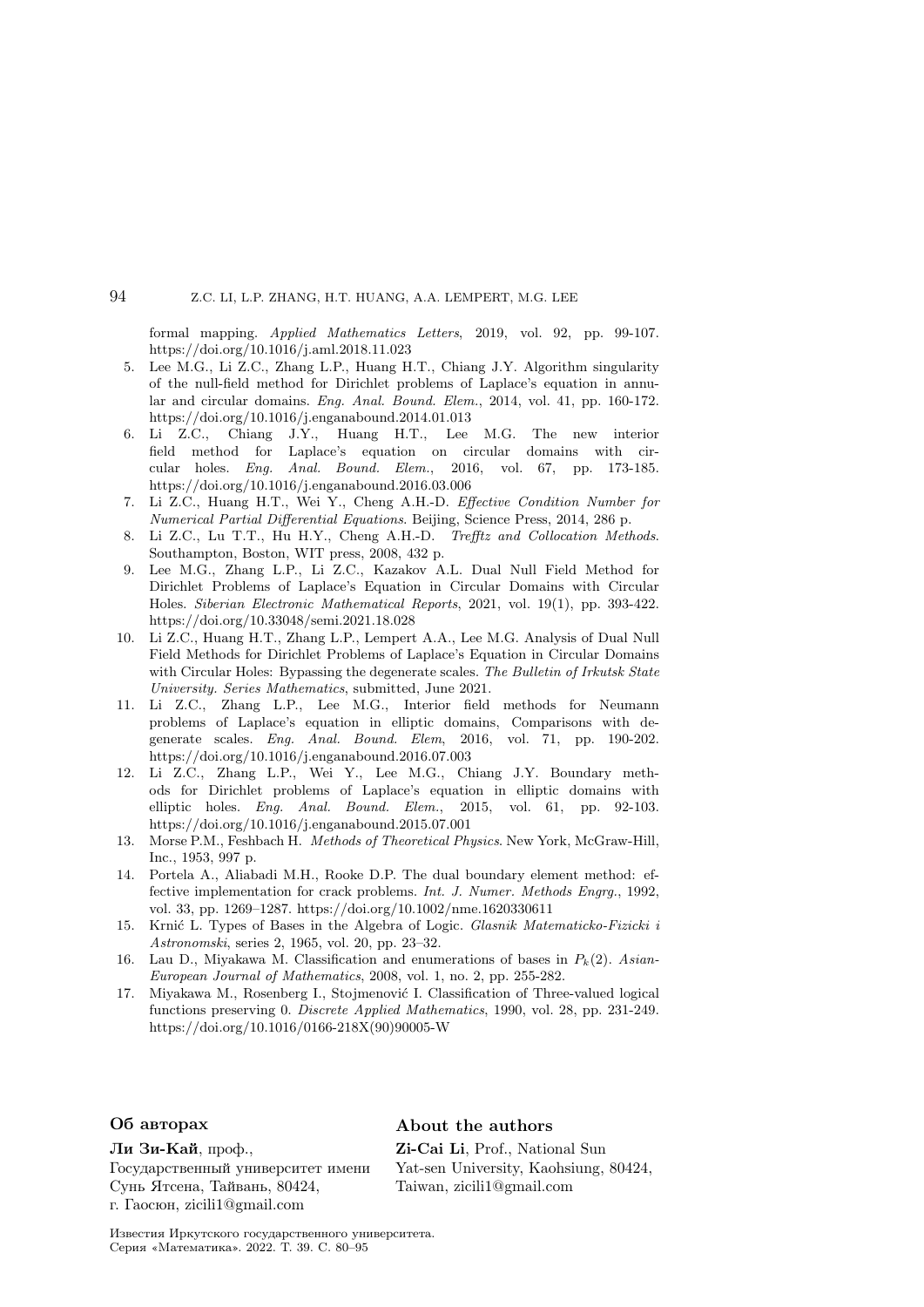formal mapping. *Applied Mathematics Letters*, 2019, vol. 92, pp. 99-107. https://doi.org/10.1016/j.aml.2018.11.023

5. Lee M.G., Li Z.C., Zhang L.P., Huang H.T., Chiang J.Y. Algorithm singularity of the null-field method for Dirichlet problems of Laplace's equation in annular and circular domains. *Eng. Anal. Bound. Elem.*, 2014, vol. 41, pp. 160-172. https://doi.org/10.1016/j.enganabound.2014.01.013
6. Li Z.C., Chiang J.Y., Huang H.T., Lee M.G. The new interior field method for Laplace's equation on circular domains with circular holes. *Eng. Anal. Bound. Elem.*, 2016, vol. 67, pp. 173-185. https://doi.org/10.1016/j.enganabound.2016.03.006
7. Li Z.C., Huang H.T., Wei Y., Cheng A.H.-D. *Effective Condition Number for Numerical Partial Differential Equations*. Beijing, Science Press, 2014, 286 p.
8. Li Z.C., Lu T.T., Hu H.Y., Cheng A.H.-D. *Trefftz and Collocation Methods*. Southampton, Boston, WIT press, 2008, 432 p.
9. Lee M.G., Zhang L.P., Li Z.C., Kazakov A.L. Dual Null Field Method for Dirichlet Problems of Laplace's Equation in Circular Domains with Circular Holes. *Siberian Electronic Mathematical Reports*, 2021, vol. 19(1), pp. 393-422. https://doi.org/10.33048/semi.2021.18.028
10. Li Z.C., Huang H.T., Zhang L.P., Lempert A.A., Lee M.G. Analysis of Dual Null Field Methods for Dirichlet Problems of Laplace's Equation in Circular Domains with Circular Holes: Bypassing the degenerate scales. *The Bulletin of Irkutsk State University. Series Mathematics*, submitted, June 2021.
11. Li Z.C., Zhang L.P., Lee M.G., Interior field methods for Neumann problems of Laplace's equation in elliptic domains, Comparisons with degenerate scales. *Eng. Anal. Bound. Elem*, 2016, vol. 71, pp. 190-202. https://doi.org/10.1016/j.enganabound.2016.07.003
12. Li Z.C., Zhang L.P., Wei Y., Lee M.G., Chiang J.Y. Boundary methods for Dirichlet problems of Laplace's equation in elliptic domains with elliptic holes. *Eng. Anal. Bound. Elem.*, 2015, vol. 61, pp. 92-103. https://doi.org/10.1016/j.enganabound.2015.07.001
13. Morse P.M., Feshbach H. *Methods of Theoretical Physics*. New York, McGraw-Hill, Inc., 1953, 997 p.
14. Portela A., Aliabadi M.H., Rooke D.P. The dual boundary element method: effective implementation for crack problems. *Int. J. Numer. Methods Engrg.*, 1992, vol. 33, pp. 1269–1287. https://doi.org/10.1002/nme.1620330611
15. Krnić L. Types of Bases in the Algebra of Logic. *Glasnik Matematicko-Fizicki i Astronomski*, series 2, 1965, vol. 20, pp. 23–32.
16. Lau D., Miyakawa M. Classification and enumerations of bases in $P_k(2)$. *Asian-European Journal of Mathematics*, 2008, vol. 1, no. 2, pp. 255-282.
17. Miyakawa M., Rosenberg I., Stojmenović I. Classification of Three-valued logical functions preserving 0. *Discrete Applied Mathematics*, 1990, vol. 28, pp. 231-249. https://doi.org/10.1016/0166-218X(90)90005-W

### Об авторах

**Ли Зи-Кай**, проф., Государственный университет имени Сунь Ятсена, Тайвань, 80424, г. Гаосюн, zicili1@gmail.com

### About the authors

**Zi-Cai Li**, Prof., National Sun Yat-sen University, Kaohsiung, 80424, Taiwan, zicili1@gmail.com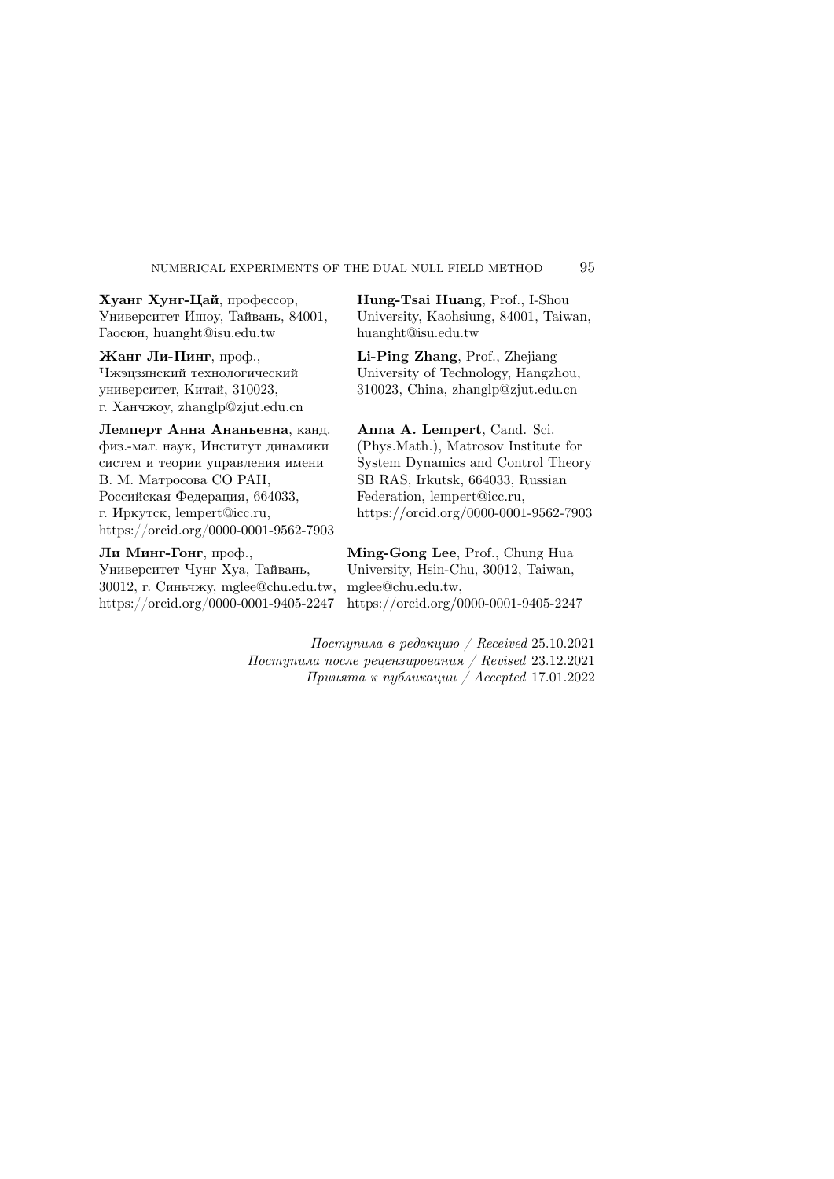**Хуанг Хунг-Цай**, профессор, Университет Ишоу, Тайвань, 84001, Гаосюн, huanght@isu.edu.tw

**Hung-Tsai Huang**, Prof., I-Shou University, Kaohsiung, 84001, Taiwan, huanght@isu.edu.tw

**Жанг Ли-Пинг**, проф., Чжэцзянский технологический университет, Китай, 310023, г. Ханчжоу, zhanglp@zjut.edu.cn

**Li-Ping Zhang**, Prof., Zhejiang University of Technology, Hangzhou, 310023, China, zhanglp@zjut.edu.cn

**Лемперт Анна Ананьевна**, канд. физ.-мат. наук, Институт динамики систем и теории управления имени В. М. Матросова СО РАН, Российская Федерация, 664033, г. Иркутск, lempert@icc.ru, https://orcid.org/0000-0001-9562-7903

**Anna A. Lempert**, Cand. Sci. (Phys.Math.), Matrosov Institute for System Dynamics and Control Theory SB RAS, Irkutsk, 664033, Russian Federation, lempert@icc.ru, https://orcid.org/0000-0001-9562-7903

**Ли Минг-Гонг**, проф., Университет Чунг Хуа, Тайвань, 30012, г. Синьчжу, mglee@chu.edu.tw, https://orcid.org/0000-0001-9405-2247

**Ming-Gong Lee**, Prof., Chung Hua University, Hsin-Chu, 30012, Taiwan, mglee@chu.edu.tw, https://orcid.org/0000-0001-9405-2247

*Поступила в редакцию / Received* 25.10.2021
*Поступила после рецензирования / Revised* 23.12.2021
*Принята к публикации / Accepted* 17.01.2022